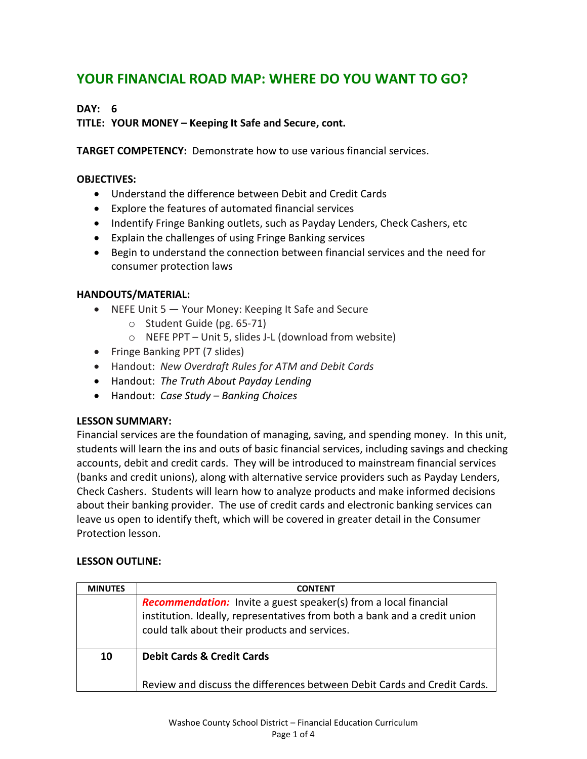# YOUR FINANCIAL ROAD MAP: WHERE DO YOU WANT TO GO?

**DAY: 6**

**TITLE: YOUR MONEY – Keeping It Safe and Secure, cont.**

**TARGET COMPETENCY:** Demonstrate how to use various financial services.

**OBJECTIVES:**

- Understand the difference between Debit and Credit Cards
- Explore the features of automated financial services
- Indentify Fringe Banking outlets, such as Payday Lenders, Check Cashers, etc
- Explain the challenges of using Fringe Banking services
- Begin to understand the connection between financial services and the need for consumer protection laws

**HANDOUTS/MATERIAL:**

- NEFE Unit 5 — Your Money: Keeping It Safe and Secure
  - Student Guide (pg. 65-71)
  - NEFE PPT – Unit 5, slides J-L (download from website)
- Fringe Banking PPT (7 slides)
- Handout: *New Overdraft Rules for ATM and Debit Cards*
- Handout: *The Truth About Payday Lending*
- Handout: *Case Study – Banking Choices*

**LESSON SUMMARY:**

Financial services are the foundation of managing, saving, and spending money. In this unit, students will learn the ins and outs of basic financial services, including savings and checking accounts, debit and credit cards. They will be introduced to mainstream financial services (banks and credit unions), along with alternative service providers such as Payday Lenders, Check Cashers. Students will learn how to analyze products and make informed decisions about their banking provider. The use of credit cards and electronic banking services can leave us open to identify theft, which will be covered in greater detail in the Consumer Protection lesson.

**LESSON OUTLINE:**

| MINUTES | CONTENT |
|---|---|
| | ***Recommendation:*** Invite a guest speaker(s) from a local financial institution. Ideally, representatives from both a bank and a credit union could talk about their products and services. |
| **10** | **Debit Cards & Credit Cards**<br><br>Review and discuss the differences between Debit Cards and Credit Cards. |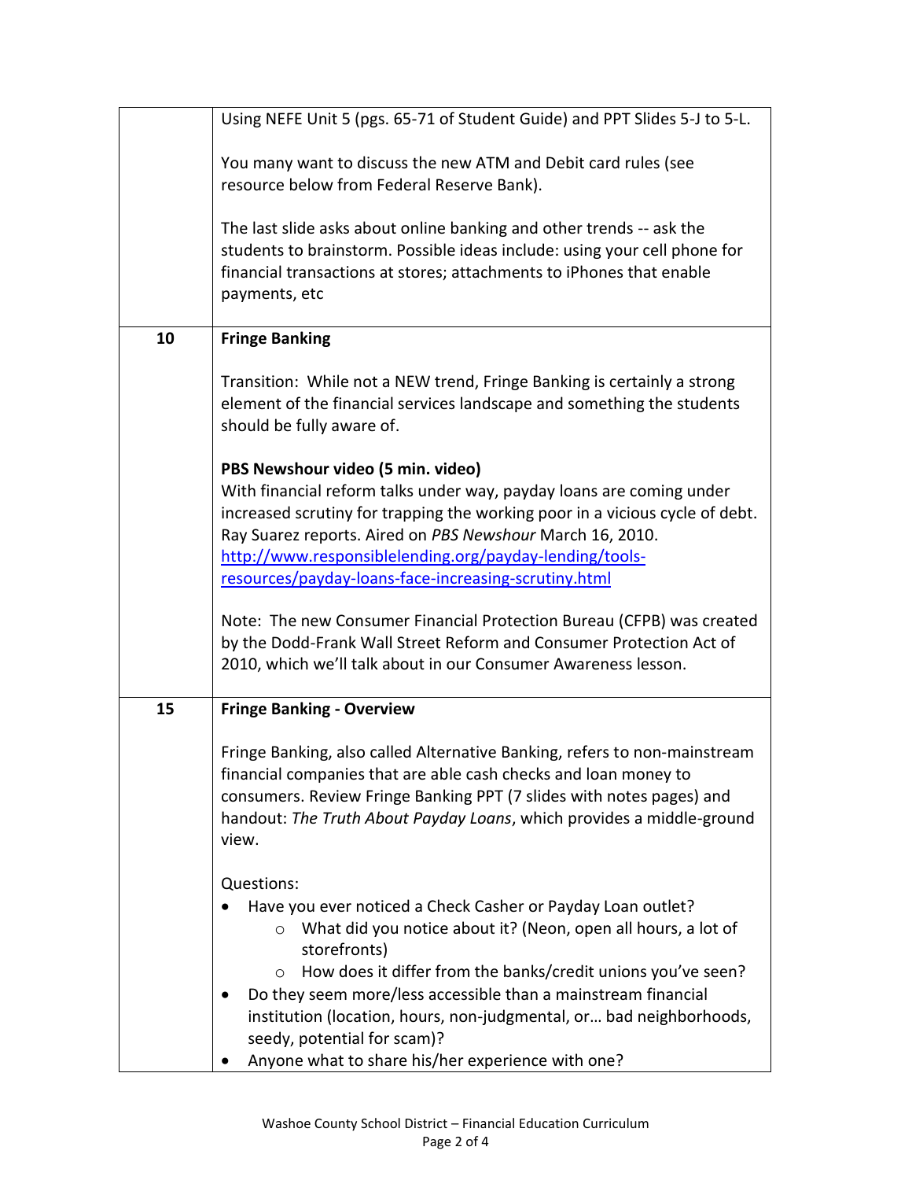| | |
|---|---|
| | Using NEFE Unit 5 (pgs. 65-71 of Student Guide) and PPT Slides 5-J to 5-L.<br><br>You many want to discuss the new ATM and Debit card rules (see resource below from Federal Reserve Bank).<br><br>The last slide asks about online banking and other trends -- ask the students to brainstorm. Possible ideas include: using your cell phone for financial transactions at stores; attachments to iPhones that enable payments, etc |
| **10** | **Fringe Banking**<br><br>Transition: While not a NEW trend, Fringe Banking is certainly a strong element of the financial services landscape and something the students should be fully aware of.<br><br>**PBS Newshour video (5 min. video)**<br>With financial reform talks under way, payday loans are coming under increased scrutiny for trapping the working poor in a vicious cycle of debt. Ray Suarez reports. Aired on *PBS Newshour* March 16, 2010.<br>[http://www.responsiblelending.org/payday-lending/tools-resources/payday-loans-face-increasing-scrutiny.html](http://www.responsiblelending.org/payday-lending/tools-resources/payday-loans-face-increasing-scrutiny.html)<br><br>Note: The new Consumer Financial Protection Bureau (CFPB) was created by the Dodd-Frank Wall Street Reform and Consumer Protection Act of 2010, which we'll talk about in our Consumer Awareness lesson. |
| **15** | **Fringe Banking - Overview**<br><br>Fringe Banking, also called Alternative Banking, refers to non-mainstream financial companies that are able cash checks and loan money to consumers. Review Fringe Banking PPT (7 slides with notes pages) and handout: *The Truth About Payday Loans*, which provides a middle-ground view.<br><br>Questions:<br>• Have you ever noticed a Check Casher or Payday Loan outlet?<br>&nbsp;&nbsp;&nbsp;&nbsp;○ What did you notice about it? (Neon, open all hours, a lot of storefronts)<br>&nbsp;&nbsp;&nbsp;&nbsp;○ How does it differ from the banks/credit unions you've seen?<br>• Do they seem more/less accessible than a mainstream financial institution (location, hours, non-judgmental, or… bad neighborhoods, seedy, potential for scam)?<br>• Anyone what to share his/her experience with one? |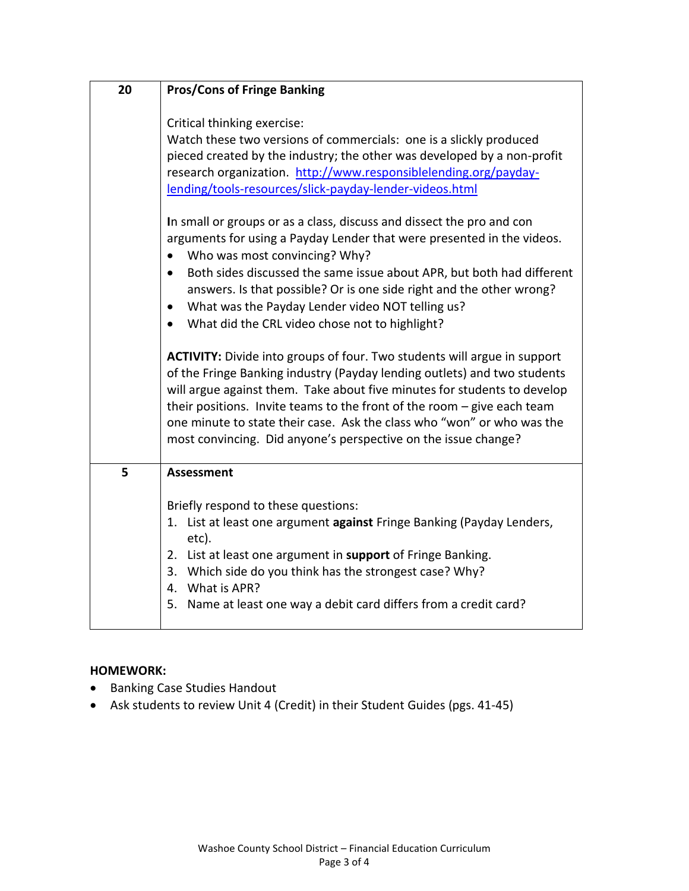| 20 | **Pros/Cons of Fringe Banking**<br><br>Critical thinking exercise:<br>Watch these two versions of commercials: one is a slickly produced pieced created by the industry; the other was developed by a non-profit research organization. [http://www.responsiblelending.org/payday-lending/tools-resources/slick-payday-lender-videos.html](http://www.responsiblelending.org/payday-lending/tools-resources/slick-payday-lender-videos.html)<br><br>**I**n small or groups or as a class, discuss and dissect the pro and con arguments for using a Payday Lender that were presented in the videos.<br>• Who was most convincing? Why?<br>• Both sides discussed the same issue about APR, but both had different answers. Is that possible? Or is one side right and the other wrong?<br>• What was the Payday Lender video NOT telling us?<br>• What did the CRL video chose not to highlight?<br><br>**ACTIVITY:** Divide into groups of four. Two students will argue in support of the Fringe Banking industry (Payday lending outlets) and two students will argue against them. Take about five minutes for students to develop their positions. Invite teams to the front of the room – give each team one minute to state their case. Ask the class who "won" or who was the most convincing. Did anyone's perspective on the issue change? |
|---|---|
| 5 | **Assessment**<br><br>Briefly respond to these questions:<br>1. List at least one argument **against** Fringe Banking (Payday Lenders, etc).<br>2. List at least one argument in **support** of Fringe Banking.<br>3. Which side do you think has the strongest case? Why?<br>4. What is APR?<br>5. Name at least one way a debit card differs from a credit card? |

**HOMEWORK:**

- Banking Case Studies Handout
- Ask students to review Unit 4 (Credit) in their Student Guides (pgs. 41-45)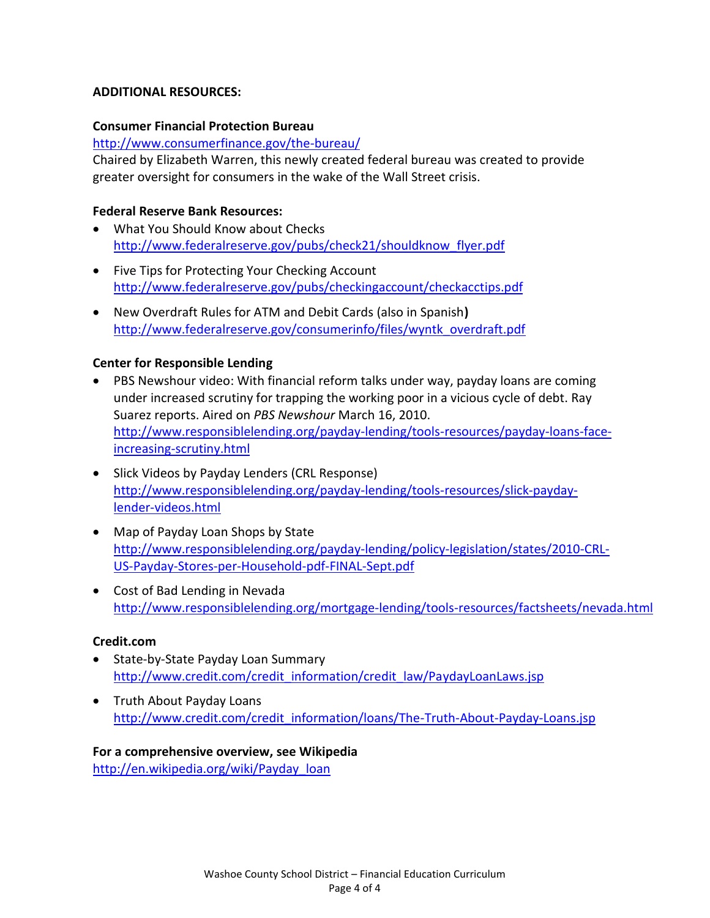**ADDITIONAL RESOURCES:**

**Consumer Financial Protection Bureau**

http://www.consumerfinance.gov/the-bureau/

Chaired by Elizabeth Warren, this newly created federal bureau was created to provide greater oversight for consumers in the wake of the Wall Street crisis.

**Federal Reserve Bank Resources:**

- What You Should Know about Checks
  http://www.federalreserve.gov/pubs/check21/shouldknow_flyer.pdf
- Five Tips for Protecting Your Checking Account
  http://www.federalreserve.gov/pubs/checkingaccount/checkacctips.pdf
- New Overdraft Rules for ATM and Debit Cards (also in Spanish**)**
  http://www.federalreserve.gov/consumerinfo/files/wyntk_overdraft.pdf

**Center for Responsible Lending**

- PBS Newshour video: With financial reform talks under way, payday loans are coming under increased scrutiny for trapping the working poor in a vicious cycle of debt. Ray Suarez reports. Aired on *PBS Newshour* March 16, 2010.
  http://www.responsiblelending.org/payday-lending/tools-resources/payday-loans-face-increasing-scrutiny.html
- Slick Videos by Payday Lenders (CRL Response)
  http://www.responsiblelending.org/payday-lending/tools-resources/slick-payday-lender-videos.html
- Map of Payday Loan Shops by State
  http://www.responsiblelending.org/payday-lending/policy-legislation/states/2010-CRL-US-Payday-Stores-per-Household-pdf-FINAL-Sept.pdf
- Cost of Bad Lending in Nevada
  http://www.responsiblelending.org/mortgage-lending/tools-resources/factsheets/nevada.html

**Credit.com**

- State-by-State Payday Loan Summary
  http://www.credit.com/credit_information/credit_law/PaydayLoanLaws.jsp
- Truth About Payday Loans
  http://www.credit.com/credit_information/loans/The-Truth-About-Payday-Loans.jsp

**For a comprehensive overview, see Wikipedia**

http://en.wikipedia.org/wiki/Payday_loan

Washoe County School District – Financial Education Curriculum